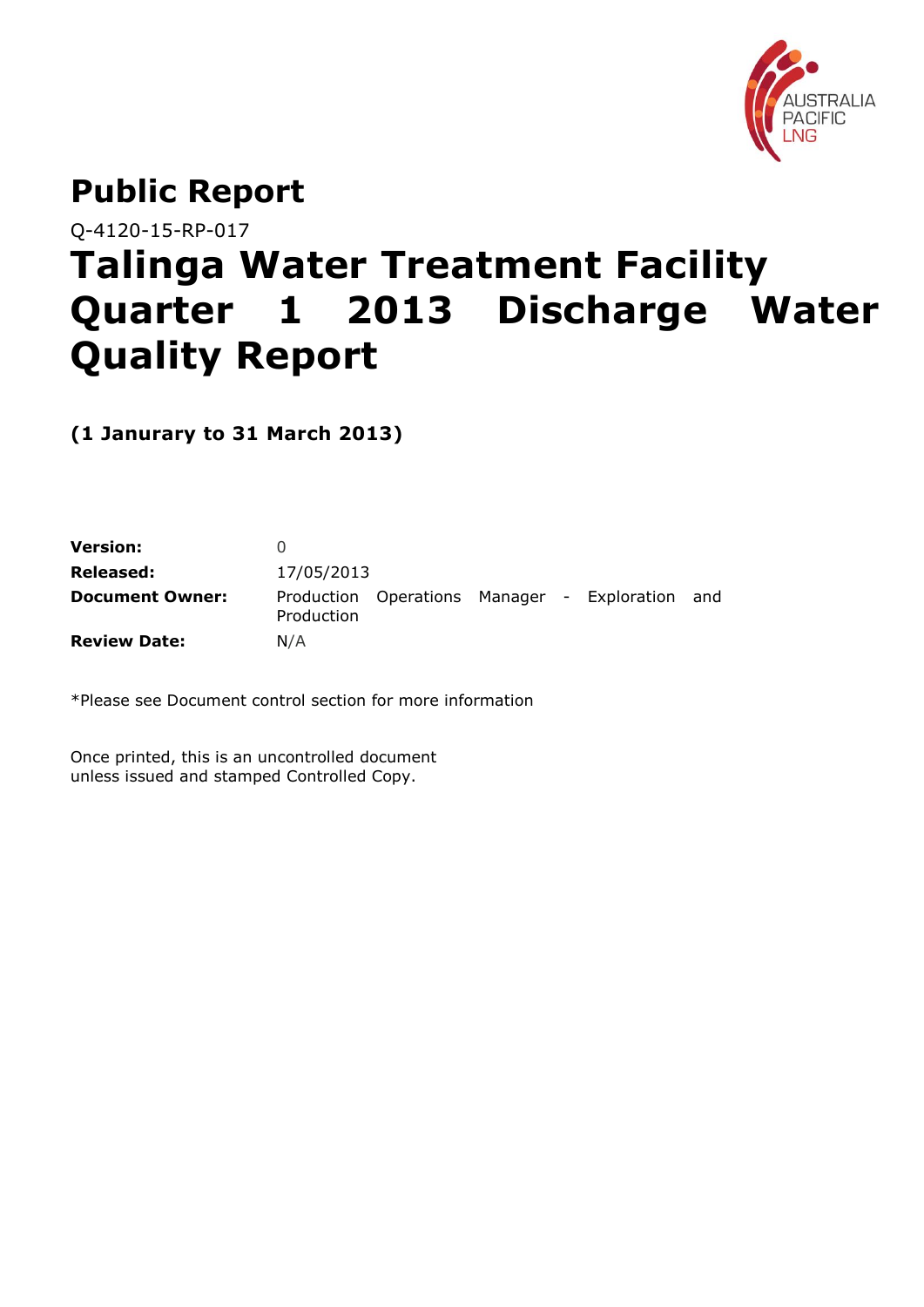AUSTRALIA PACIFIC LNG

# Public Report

Q-4120-15-RP-017

# Talinga Water Treatment Facility Quarter 1 2013 Discharge Water Quality Report

**(1 Janurary to 31 March 2013)**

| | |
|---|---|
| **Version:** | 0 |
| **Released:** | 17/05/2013 |
| **Document Owner:** | Production Operations Manager - Exploration and Production |
| **Review Date:** | N/A |

*Please see Document control section for more information

Once printed, this is an uncontrolled document unless issued and stamped Controlled Copy.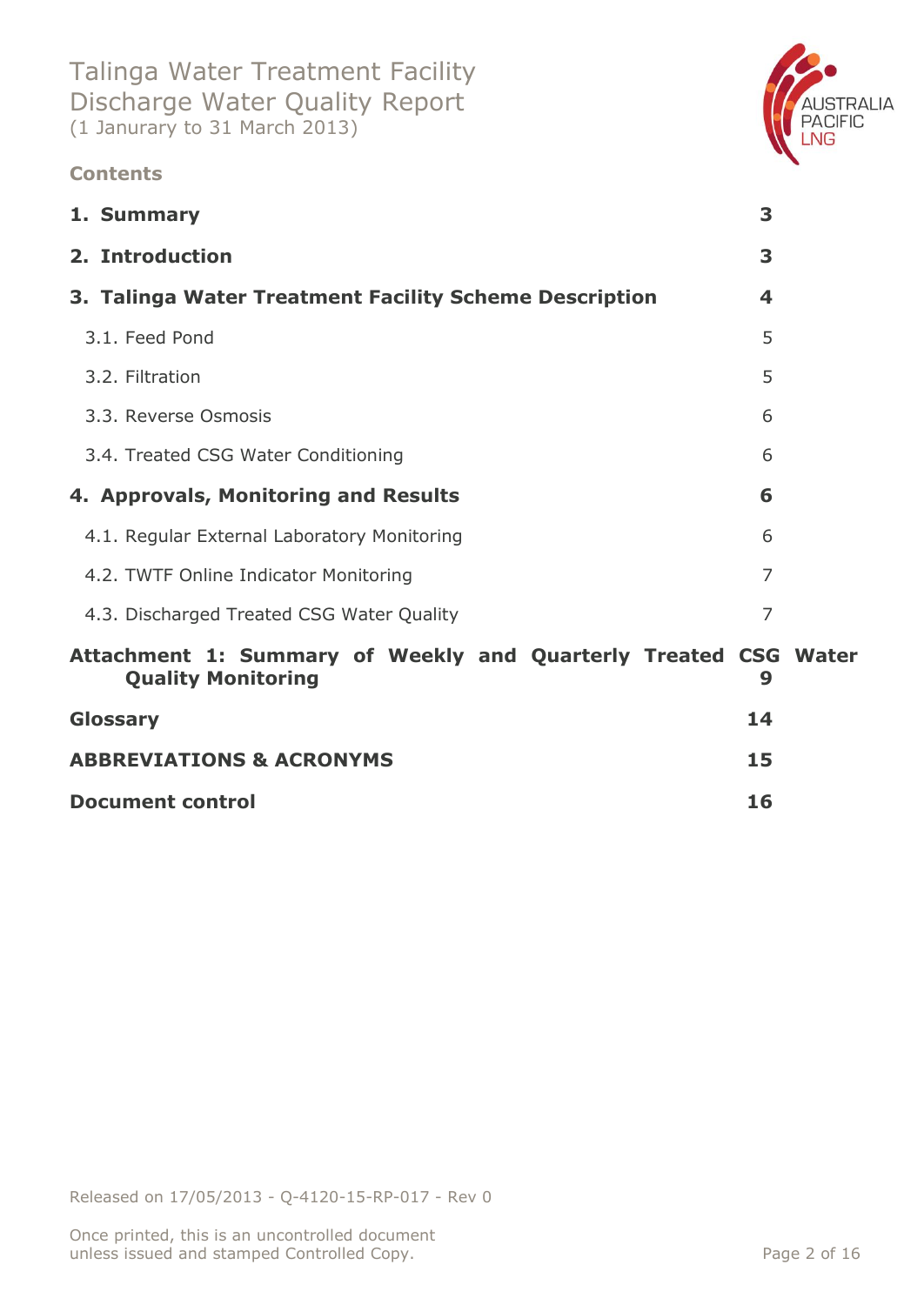Talinga Water Treatment Facility
Discharge Water Quality Report
(1 Janurary to 31 March 2013)

## Contents

| | |
|---|---|
| **1. Summary** | **3** |
| **2. Introduction** | **3** |
| **3. Talinga Water Treatment Facility Scheme Description** | **4** |
| 3.1. Feed Pond | 5 |
| 3.2. Filtration | 5 |
| 3.3. Reverse Osmosis | 6 |
| 3.4. Treated CSG Water Conditioning | 6 |
| **4. Approvals, Monitoring and Results** | **6** |
| 4.1. Regular External Laboratory Monitoring | 6 |
| 4.2. TWTF Online Indicator Monitoring | 7 |
| 4.3. Discharged Treated CSG Water Quality | 7 |
| **Attachment 1: Summary of Weekly and Quarterly Treated CSG Water Quality Monitoring** | **9** |
| **Glossary** | **14** |
| **ABBREVIATIONS & ACRONYMS** | **15** |
| **Document control** | **16** |

Released on 17/05/2013 - Q-4120-15-RP-017 - Rev 0

Once printed, this is an uncontrolled document unless issued and stamped Controlled Copy.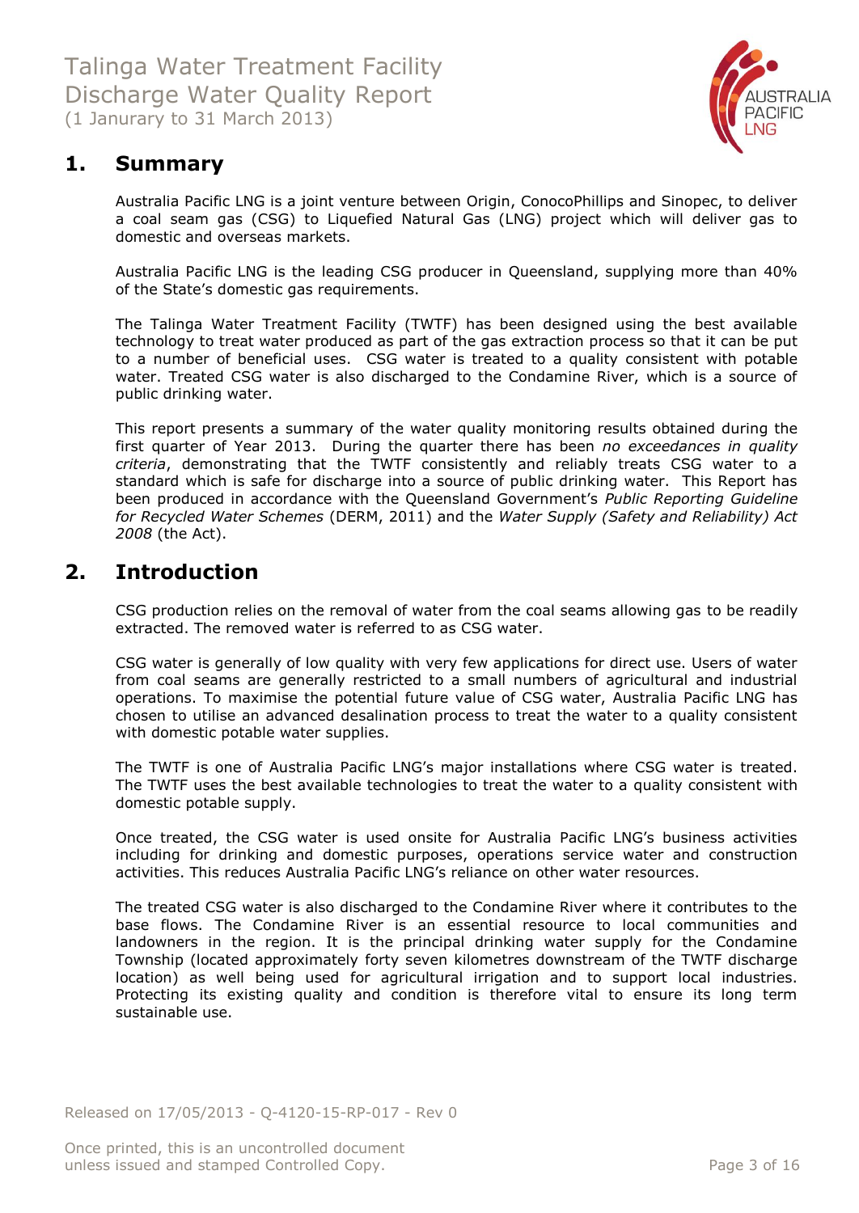# Talinga Water Treatment Facility Discharge Water Quality Report
(1 Janurary to 31 March 2013)

## 1. Summary

Australia Pacific LNG is a joint venture between Origin, ConocoPhillips and Sinopec, to deliver a coal seam gas (CSG) to Liquefied Natural Gas (LNG) project which will deliver gas to domestic and overseas markets.

Australia Pacific LNG is the leading CSG producer in Queensland, supplying more than 40% of the State's domestic gas requirements.

The Talinga Water Treatment Facility (TWTF) has been designed using the best available technology to treat water produced as part of the gas extraction process so that it can be put to a number of beneficial uses. CSG water is treated to a quality consistent with potable water. Treated CSG water is also discharged to the Condamine River, which is a source of public drinking water.

This report presents a summary of the water quality monitoring results obtained during the first quarter of Year 2013. During the quarter there has been *no exceedances in quality criteria*, demonstrating that the TWTF consistently and reliably treats CSG water to a standard which is safe for discharge into a source of public drinking water. This Report has been produced in accordance with the Queensland Government's *Public Reporting Guideline for Recycled Water Schemes* (DERM, 2011) and the *Water Supply (Safety and Reliability) Act 2008* (the Act).

## 2. Introduction

CSG production relies on the removal of water from the coal seams allowing gas to be readily extracted. The removed water is referred to as CSG water.

CSG water is generally of low quality with very few applications for direct use. Users of water from coal seams are generally restricted to a small numbers of agricultural and industrial operations. To maximise the potential future value of CSG water, Australia Pacific LNG has chosen to utilise an advanced desalination process to treat the water to a quality consistent with domestic potable water supplies.

The TWTF is one of Australia Pacific LNG's major installations where CSG water is treated. The TWTF uses the best available technologies to treat the water to a quality consistent with domestic potable supply.

Once treated, the CSG water is used onsite for Australia Pacific LNG's business activities including for drinking and domestic purposes, operations service water and construction activities. This reduces Australia Pacific LNG's reliance on other water resources.

The treated CSG water is also discharged to the Condamine River where it contributes to the base flows. The Condamine River is an essential resource to local communities and landowners in the region. It is the principal drinking water supply for the Condamine Township (located approximately forty seven kilometres downstream of the TWTF discharge location) as well being used for agricultural irrigation and to support local industries. Protecting its existing quality and condition is therefore vital to ensure its long term sustainable use.

Released on 17/05/2013 - Q-4120-15-RP-017 - Rev 0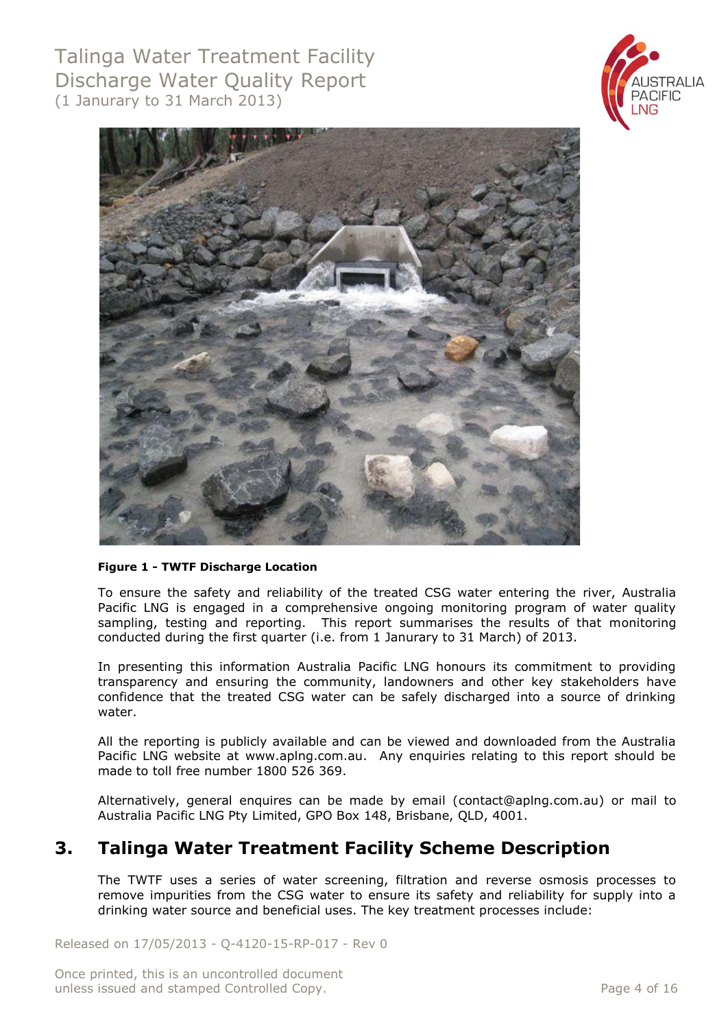**Figure 1 - TWTF Discharge Location**

To ensure the safety and reliability of the treated CSG water entering the river, Australia Pacific LNG is engaged in a comprehensive ongoing monitoring program of water quality sampling, testing and reporting. This report summarises the results of that monitoring conducted during the first quarter (i.e. from 1 Janurary to 31 March) of 2013.

In presenting this information Australia Pacific LNG honours its commitment to providing transparency and ensuring the community, landowners and other key stakeholders have confidence that the treated CSG water can be safely discharged into a source of drinking water.

All the reporting is publicly available and can be viewed and downloaded from the Australia Pacific LNG website at www.aplng.com.au. Any enquiries relating to this report should be made to toll free number 1800 526 369.

Alternatively, general enquires can be made by email (contact@aplng.com.au) or mail to Australia Pacific LNG Pty Limited, GPO Box 148, Brisbane, QLD, 4001.

## 3. Talinga Water Treatment Facility Scheme Description

The TWTF uses a series of water screening, filtration and reverse osmosis processes to remove impurities from the CSG water to ensure its safety and reliability for supply into a drinking water source and beneficial uses. The key treatment processes include: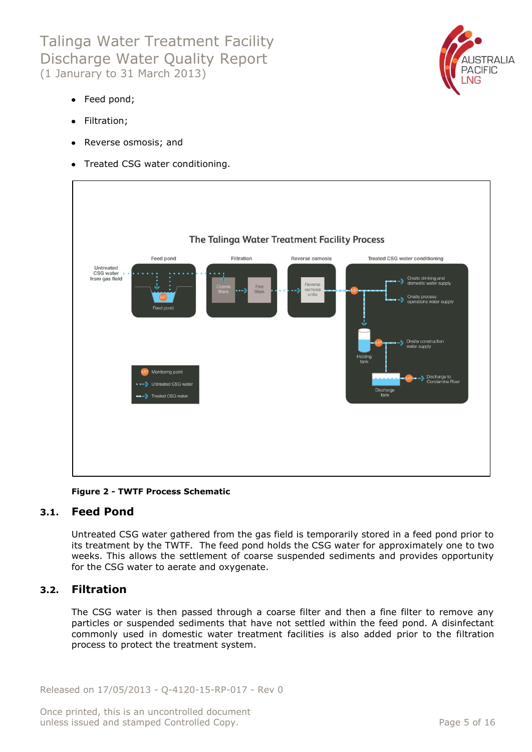- Feed pond;
- Filtration;
- Reverse osmosis; and
- Treated CSG water conditioning.

**Figure 2 - TWTF Process Schematic**

## 3.1. Feed Pond

Untreated CSG water gathered from the gas field is temporarily stored in a feed pond prior to its treatment by the TWTF. The feed pond holds the CSG water for approximately one to two weeks. This allows the settlement of coarse suspended sediments and provides opportunity for the CSG water to aerate and oxygenate.

## 3.2. Filtration

The CSG water is then passed through a coarse filter and then a fine filter to remove any particles or suspended sediments that have not settled within the feed pond. A disinfectant commonly used in domestic water treatment facilities is also added prior to the filtration process to protect the treatment system.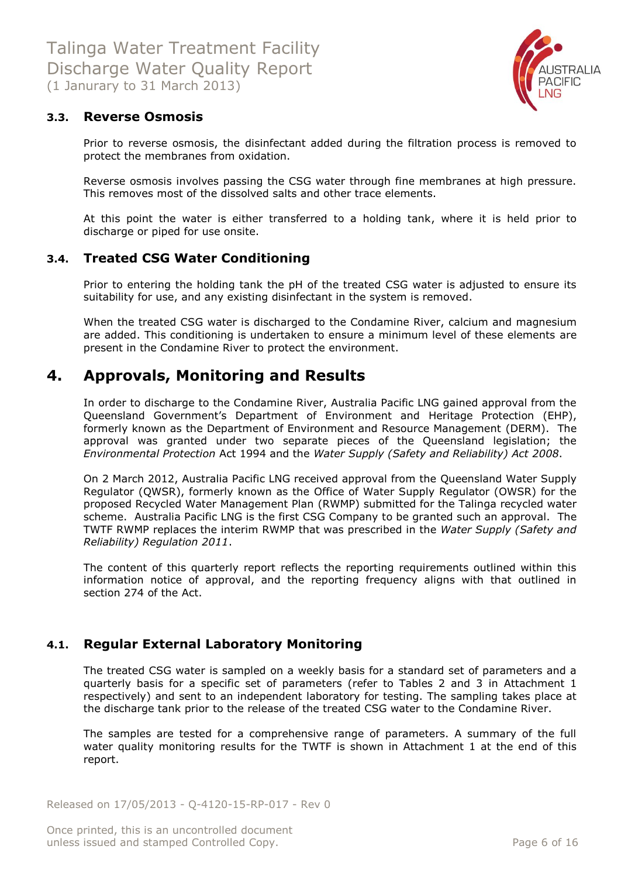### 3.3. Reverse Osmosis

Prior to reverse osmosis, the disinfectant added during the filtration process is removed to protect the membranes from oxidation.

Reverse osmosis involves passing the CSG water through fine membranes at high pressure. This removes most of the dissolved salts and other trace elements.

At this point the water is either transferred to a holding tank, where it is held prior to discharge or piped for use onsite.

### 3.4. Treated CSG Water Conditioning

Prior to entering the holding tank the pH of the treated CSG water is adjusted to ensure its suitability for use, and any existing disinfectant in the system is removed.

When the treated CSG water is discharged to the Condamine River, calcium and magnesium are added. This conditioning is undertaken to ensure a minimum level of these elements are present in the Condamine River to protect the environment.

## 4. Approvals, Monitoring and Results

In order to discharge to the Condamine River, Australia Pacific LNG gained approval from the Queensland Government's Department of Environment and Heritage Protection (EHP), formerly known as the Department of Environment and Resource Management (DERM). The approval was granted under two separate pieces of the Queensland legislation; the *Environmental Protection* Act 1994 and the *Water Supply (Safety and Reliability) Act 2008*.

On 2 March 2012, Australia Pacific LNG received approval from the Queensland Water Supply Regulator (QWSR), formerly known as the Office of Water Supply Regulator (OWSR) for the proposed Recycled Water Management Plan (RWMP) submitted for the Talinga recycled water scheme. Australia Pacific LNG is the first CSG Company to be granted such an approval. The TWTF RWMP replaces the interim RWMP that was prescribed in the *Water Supply (Safety and Reliability) Regulation 2011*.

The content of this quarterly report reflects the reporting requirements outlined within this information notice of approval, and the reporting frequency aligns with that outlined in section 274 of the Act.

### 4.1. Regular External Laboratory Monitoring

The treated CSG water is sampled on a weekly basis for a standard set of parameters and a quarterly basis for a specific set of parameters (refer to Tables 2 and 3 in Attachment 1 respectively) and sent to an independent laboratory for testing. The sampling takes place at the discharge tank prior to the release of the treated CSG water to the Condamine River.

The samples are tested for a comprehensive range of parameters. A summary of the full water quality monitoring results for the TWTF is shown in Attachment 1 at the end of this report.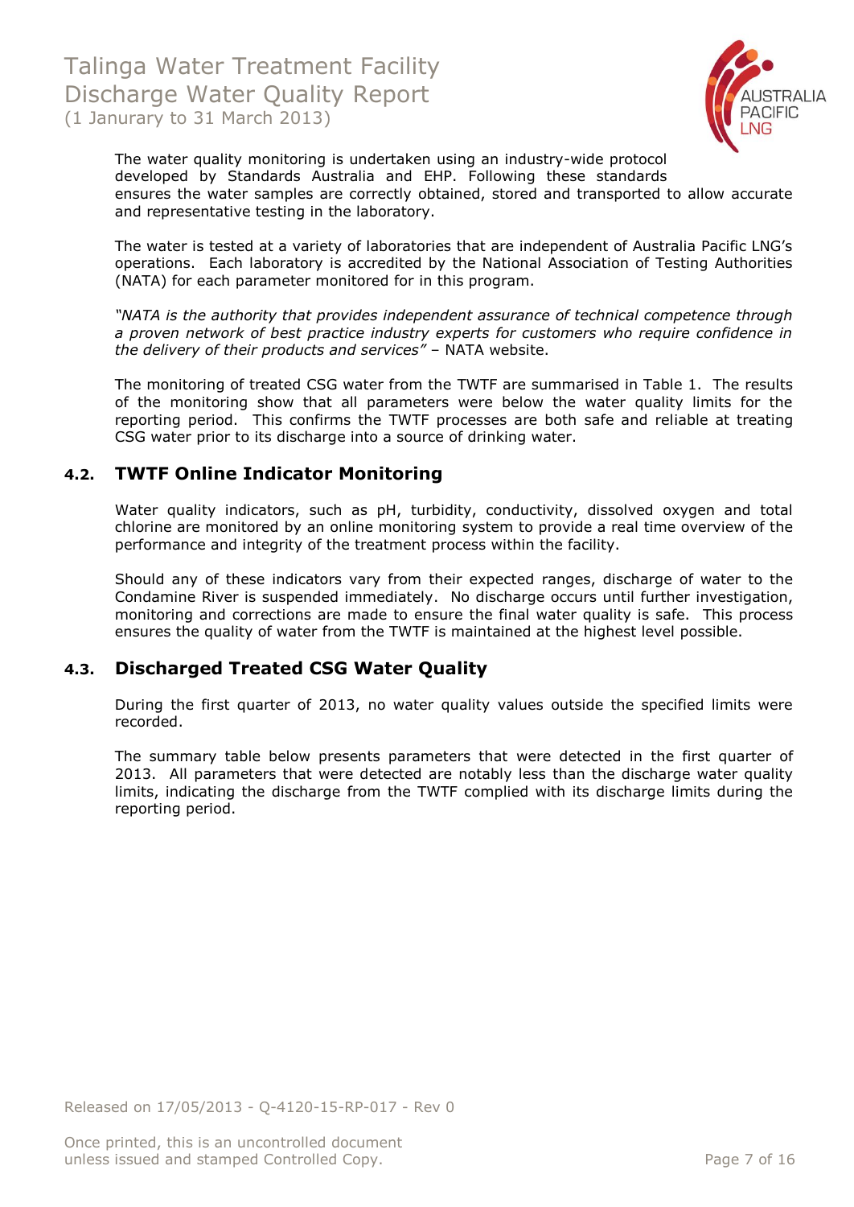The water quality monitoring is undertaken using an industry-wide protocol developed by Standards Australia and EHP. Following these standards ensures the water samples are correctly obtained, stored and transported to allow accurate and representative testing in the laboratory.

The water is tested at a variety of laboratories that are independent of Australia Pacific LNG's operations. Each laboratory is accredited by the National Association of Testing Authorities (NATA) for each parameter monitored for in this program.

*"NATA is the authority that provides independent assurance of technical competence through a proven network of best practice industry experts for customers who require confidence in the delivery of their products and services"* – NATA website.

The monitoring of treated CSG water from the TWTF are summarised in Table 1. The results of the monitoring show that all parameters were below the water quality limits for the reporting period. This confirms the TWTF processes are both safe and reliable at treating CSG water prior to its discharge into a source of drinking water.

## 4.2. TWTF Online Indicator Monitoring

Water quality indicators, such as pH, turbidity, conductivity, dissolved oxygen and total chlorine are monitored by an online monitoring system to provide a real time overview of the performance and integrity of the treatment process within the facility.

Should any of these indicators vary from their expected ranges, discharge of water to the Condamine River is suspended immediately. No discharge occurs until further investigation, monitoring and corrections are made to ensure the final water quality is safe. This process ensures the quality of water from the TWTF is maintained at the highest level possible.

## 4.3. Discharged Treated CSG Water Quality

During the first quarter of 2013, no water quality values outside the specified limits were recorded.

The summary table below presents parameters that were detected in the first quarter of 2013. All parameters that were detected are notably less than the discharge water quality limits, indicating the discharge from the TWTF complied with its discharge limits during the reporting period.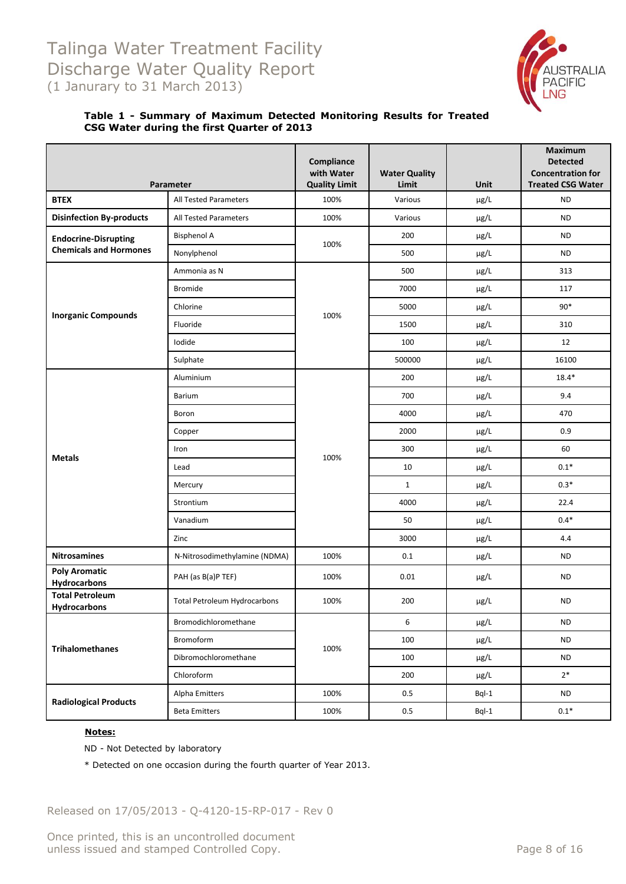# Talinga Water Treatment Facility Discharge Water Quality Report

(1 Janurary to 31 March 2013)

**Table 1 - Summary of Maximum Detected Monitoring Results for Treated CSG Water during the first Quarter of 2013**

| Parameter | | Compliance with Water Quality Limit | Water Quality Limit | Unit | Maximum Detected Concentration for Treated CSG Water |
|---|---|---|---|---|---|
| **BTEX** | All Tested Parameters | 100% | Various | µg/L | ND |
| **Disinfection By-products** | All Tested Parameters | 100% | Various | µg/L | ND |
| **Endocrine-Disrupting Chemicals and Hormones** | Bisphenol A | 100% | 200 | µg/L | ND |
| | Nonylphenol | | 500 | µg/L | ND |
| **Inorganic Compounds** | Ammonia as N | 100% | 500 | µg/L | 313 |
| | Bromide | | 7000 | µg/L | 117 |
| | Chlorine | | 5000 | µg/L | 90* |
| | Fluoride | | 1500 | µg/L | 310 |
| | Iodide | | 100 | µg/L | 12 |
| | Sulphate | | 500000 | µg/L | 16100 |
| **Metals** | Aluminium | 100% | 200 | µg/L | 18.4* |
| | Barium | | 700 | µg/L | 9.4 |
| | Boron | | 4000 | µg/L | 470 |
| | Copper | | 2000 | µg/L | 0.9 |
| | Iron | | 300 | µg/L | 60 |
| | Lead | | 10 | µg/L | 0.1* |
| | Mercury | | 1 | µg/L | 0.3* |
| | Strontium | | 4000 | µg/L | 22.4 |
| | Vanadium | | 50 | µg/L | 0.4* |
| | Zinc | | 3000 | µg/L | 4.4 |
| **Nitrosamines** | N-Nitrosodimethylamine (NDMA) | 100% | 0.1 | µg/L | ND |
| **Poly Aromatic Hydrocarbons** | PAH (as B(a)P TEF) | 100% | 0.01 | µg/L | ND |
| **Total Petroleum Hydrocarbons** | Total Petroleum Hydrocarbons | 100% | 200 | µg/L | ND |
| **Trihalomethanes** | Bromodichloromethane | 100% | 6 | µg/L | ND |
| | Bromoform | | 100 | µg/L | ND |
| | Dibromochloromethane | | 100 | µg/L | ND |
| | Chloroform | | 200 | µg/L | 2* |
| **Radiological Products** | Alpha Emitters | 100% | 0.5 | Bql-1 | ND |
| | Beta Emitters | 100% | 0.5 | Bql-1 | 0.1* |

**Notes:**

ND - Not Detected by laboratory

* Detected on one occasion during the fourth quarter of Year 2013.

Released on 17/05/2013 - Q-4120-15-RP-017 - Rev 0

Once printed, this is an uncontrolled document unless issued and stamped Controlled Copy.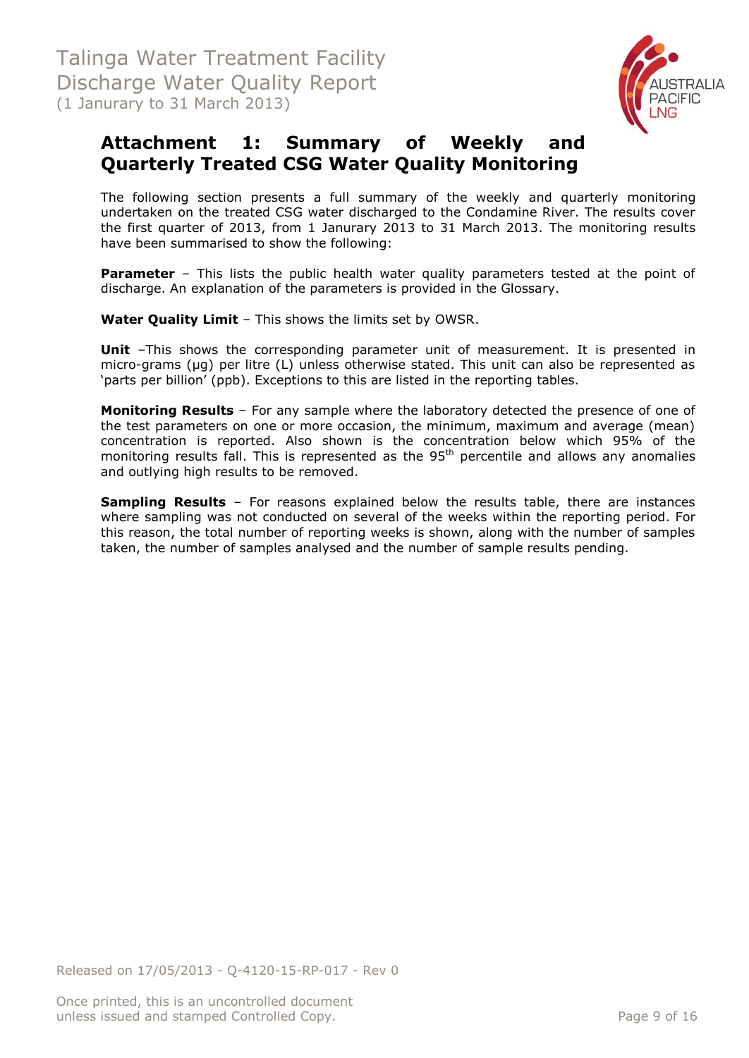# Attachment 1: Summary of Weekly and Quarterly Treated CSG Water Quality Monitoring

The following section presents a full summary of the weekly and quarterly monitoring undertaken on the treated CSG water discharged to the Condamine River. The results cover the first quarter of 2013, from 1 Janurary 2013 to 31 March 2013. The monitoring results have been summarised to show the following:

**Parameter** – This lists the public health water quality parameters tested at the point of discharge. An explanation of the parameters is provided in the Glossary.

**Water Quality Limit** – This shows the limits set by OWSR.

**Unit** –This shows the corresponding parameter unit of measurement. It is presented in micro-grams (µg) per litre (L) unless otherwise stated. This unit can also be represented as 'parts per billion' (ppb). Exceptions to this are listed in the reporting tables.

**Monitoring Results** – For any sample where the laboratory detected the presence of one of the test parameters on one or more occasion, the minimum, maximum and average (mean) concentration is reported. Also shown is the concentration below which 95% of the monitoring results fall. This is represented as the 95$^{th}$ percentile and allows any anomalies and outlying high results to be removed.

**Sampling Results** – For reasons explained below the results table, there are instances where sampling was not conducted on several of the weeks within the reporting period. For this reason, the total number of reporting weeks is shown, along with the number of samples taken, the number of samples analysed and the number of sample results pending.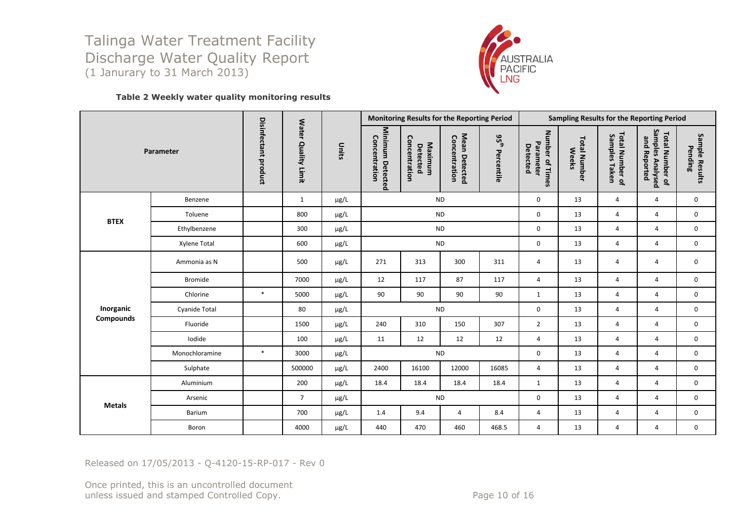# Talinga Water Treatment Facility Discharge Water Quality Report
(1 Janurary to 31 March 2013)

**Table 2 Weekly water quality monitoring results**

| Parameter | | Disinfectant product | Water Quality Limit | Units | Monitoring Results for the Reporting Period | | | | Sampling Results for the Reporting Period | | | | |
|---|---|---|---|---|---|---|---|---|---|---|---|---|---|
| | | | | | Minimum Detected Concentration | Maximum Detected Concentration | Mean Detected Concentration | 95[th] Percentile | Number of Times Parameter Detected | Total Number Weeks | Total Number of Samples Taken | Total Number of Samples Analysed and Reported | Sample Results Pending |
| BTEX | Benzene | | 1 | μg/L | ND | | | | 0 | 13 | 4 | 4 | 0 |
| | Toluene | | 800 | μg/L | ND | | | | 0 | 13 | 4 | 4 | 0 |
| | Ethylbenzene | | 300 | μg/L | ND | | | | 0 | 13 | 4 | 4 | 0 |
| | Xylene Total | | 600 | μg/L | ND | | | | 0 | 13 | 4 | 4 | 0 |
| Inorganic Compounds | Ammonia as N | | 500 | μg/L | 271 | 313 | 300 | 311 | 4 | 13 | 4 | 4 | 0 |
| | Bromide | | 7000 | μg/L | 12 | 117 | 87 | 117 | 4 | 13 | 4 | 4 | 0 |
| | Chlorine | * | 5000 | μg/L | 90 | 90 | 90 | 90 | 1 | 13 | 4 | 4 | 0 |
| | Cyanide Total | | 80 | μg/L | ND | | | | 0 | 13 | 4 | 4 | 0 |
| | Fluoride | | 1500 | μg/L | 240 | 310 | 150 | 307 | 2 | 13 | 4 | 4 | 0 |
| | Iodide | | 100 | μg/L | 11 | 12 | 12 | 12 | 4 | 13 | 4 | 4 | 0 |
| | Monochloramine | * | 3000 | μg/L | ND | | | | 0 | 13 | 4 | 4 | 0 |
| | Sulphate | | 500000 | μg/L | 2400 | 16100 | 12000 | 16085 | 4 | 13 | 4 | 4 | 0 |
| Metals | Aluminium | | 200 | μg/L | 18.4 | 18.4 | 18.4 | 18.4 | 1 | 13 | 4 | 4 | 0 |
| | Arsenic | | 7 | μg/L | ND | | | | 0 | 13 | 4 | 4 | 0 |
| | Barium | | 700 | μg/L | 1.4 | 9.4 | 4 | 8.4 | 4 | 13 | 4 | 4 | 0 |
| | Boron | | 4000 | μg/L | 440 | 470 | 460 | 468.5 | 4 | 13 | 4 | 4 | 0 |

Released on 17/05/2013 - Q-4120-15-RP-017 - Rev 0

Once printed, this is an uncontrolled document unless issued and stamped Controlled Copy.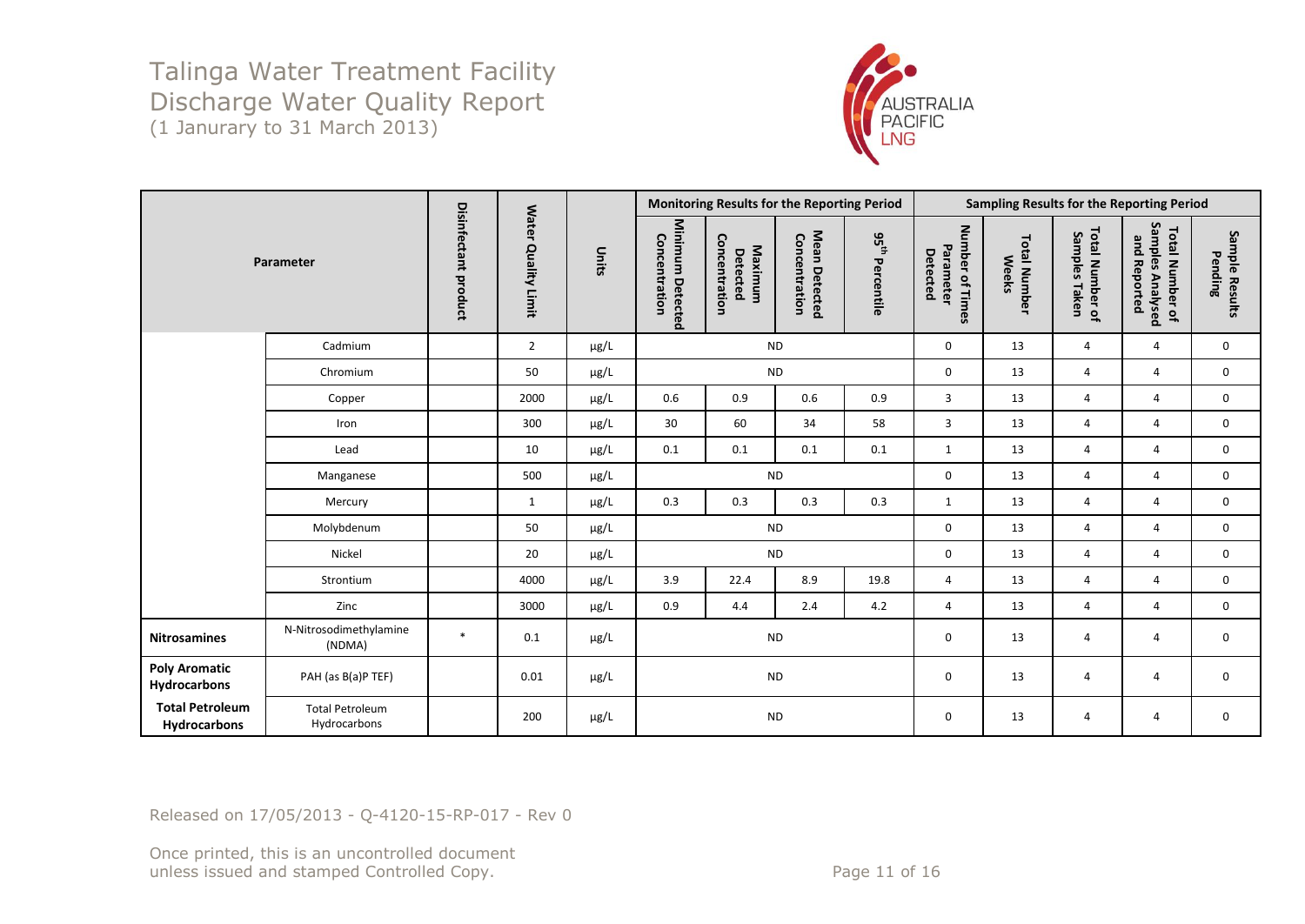# Talinga Water Treatment Facility
# Discharge Water Quality Report
(1 Janurary to 31 March 2013)

| Parameter | | Disinfectant product | Water Quality Limit | Units | Monitoring Results for the Reporting Period | | | | Sampling Results for the Reporting Period | | | | |
|---|---|---|---|---|---|---|---|---|---|---|---|---|---|
| | | | | | Minimum Detected Concentration | Maximum Detected Concentration | Mean Detected Concentration | 95th Percentile | Number of Times Parameter Detected | Total Number Weeks | Total Number of Samples Taken | Total Number of Samples Analysed and Reported | Sample Results Pending |
| | Cadmium | | 2 | µg/L | ND | | | | 0 | 13 | 4 | 4 | 0 |
| | Chromium | | 50 | µg/L | ND | | | | 0 | 13 | 4 | 4 | 0 |
| | Copper | | 2000 | µg/L | 0.6 | 0.9 | 0.6 | 0.9 | 3 | 13 | 4 | 4 | 0 |
| | Iron | | 300 | µg/L | 30 | 60 | 34 | 58 | 3 | 13 | 4 | 4 | 0 |
| | Lead | | 10 | µg/L | 0.1 | 0.1 | 0.1 | 0.1 | 1 | 13 | 4 | 4 | 0 |
| | Manganese | | 500 | µg/L | ND | | | | 0 | 13 | 4 | 4 | 0 |
| | Mercury | | 1 | µg/L | 0.3 | 0.3 | 0.3 | 0.3 | 1 | 13 | 4 | 4 | 0 |
| | Molybdenum | | 50 | µg/L | ND | | | | 0 | 13 | 4 | 4 | 0 |
| | Nickel | | 20 | µg/L | ND | | | | 0 | 13 | 4 | 4 | 0 |
| | Strontium | | 4000 | µg/L | 3.9 | 22.4 | 8.9 | 19.8 | 4 | 13 | 4 | 4 | 0 |
| | Zinc | | 3000 | µg/L | 0.9 | 4.4 | 2.4 | 4.2 | 4 | 13 | 4 | 4 | 0 |
| **Nitrosamines** | N-Nitrosodimethylamine (NDMA) | * | 0.1 | µg/L | ND | | | | 0 | 13 | 4 | 4 | 0 |
| **Poly Aromatic Hydrocarbons** | PAH (as B(a)P TEF) | | 0.01 | µg/L | ND | | | | 0 | 13 | 4 | 4 | 0 |
| **Total Petroleum Hydrocarbons** | Total Petroleum Hydrocarbons | | 200 | µg/L | ND | | | | 0 | 13 | 4 | 4 | 0 |

Released on 17/05/2013 - Q-4120-15-RP-017 - Rev 0

Once printed, this is an uncontrolled document unless issued and stamped Controlled Copy.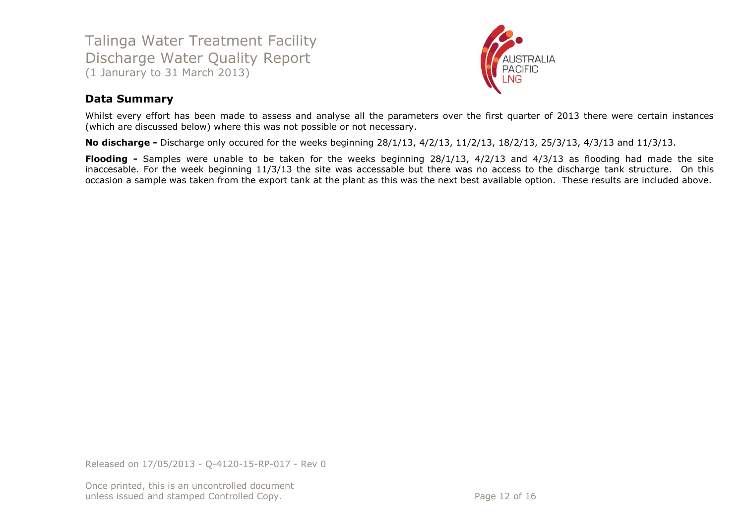Talinga Water Treatment Facility
Discharge Water Quality Report
(1 Janurary to 31 March 2013)

## Data Summary

Whilst every effort has been made to assess and analyse all the parameters over the first quarter of 2013 there were certain instances (which are discussed below) where this was not possible or not necessary.

**No discharge -** Discharge only occured for the weeks beginning 28/1/13, 4/2/13, 11/2/13, 18/2/13, 25/3/13, 4/3/13 and 11/3/13.

**Flooding -** Samples were unable to be taken for the weeks beginning 28/1/13, 4/2/13 and 4/3/13 as flooding had made the site inaccesable. For the week beginning 11/3/13 the site was accessable but there was no access to the discharge tank structure. On this occasion a sample was taken from the export tank at the plant as this was the next best available option. These results are included above.

Released on 17/05/2013 - Q-4120-15-RP-017 - Rev 0

Once printed, this is an uncontrolled document unless issued and stamped Controlled Copy.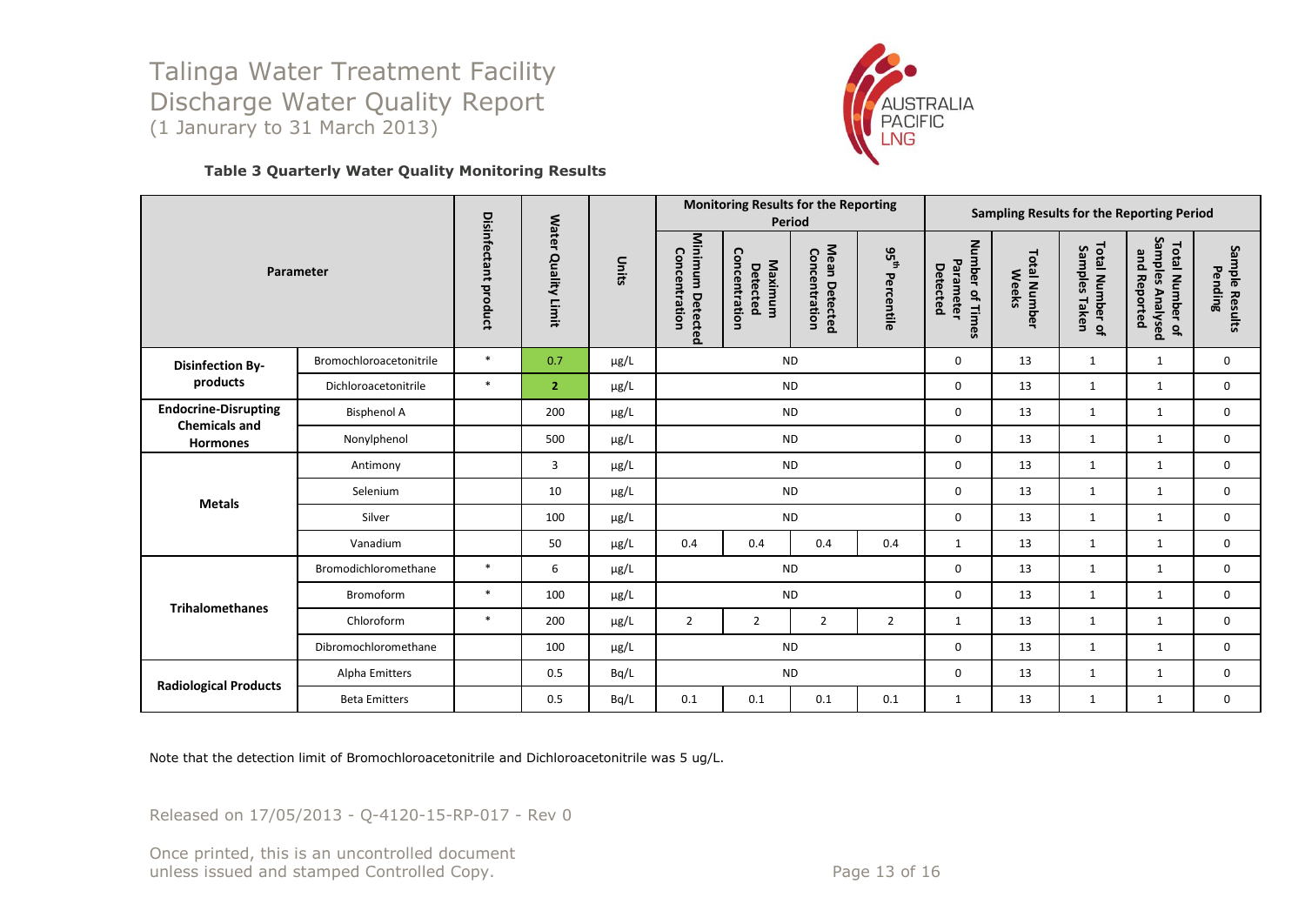# Talinga Water Treatment Facility Discharge Water Quality Report
(1 Janurary to 31 March 2013)

**Table 3 Quarterly Water Quality Monitoring Results**

| Parameter | | Disinfectant product | Water Quality Limit | Units | Monitoring Results for the Reporting Period | | | | Sampling Results for the Reporting Period | | | | |
|---|---|---|---|---|---|---|---|---|---|---|---|---|---|
| | | | | | Minimum Detected Concentration | Maximum Detected Concentration | Mean Detected Concentration | 95th Percentile | Number of Times Parameter Detected | Total Number Weeks | Total Number of Samples Taken | Total Number of Samples Analysed and Reported | Sample Results Pending |
| Disinfection By-products | Bromochloroacetonitrile | * | 0.7 | µg/L | ND | | | | 0 | 13 | 1 | 1 | 0 |
| | Dichloroacetonitrile | * | **2** | µg/L | ND | | | | 0 | 13 | 1 | 1 | 0 |
| Endocrine-Disrupting Chemicals and Hormones | Bisphenol A | | 200 | µg/L | ND | | | | 0 | 13 | 1 | 1 | 0 |
| | Nonylphenol | | 500 | µg/L | ND | | | | 0 | 13 | 1 | 1 | 0 |
| Metals | Antimony | | 3 | µg/L | ND | | | | 0 | 13 | 1 | 1 | 0 |
| | Selenium | | 10 | µg/L | ND | | | | 0 | 13 | 1 | 1 | 0 |
| | Silver | | 100 | µg/L | ND | | | | 0 | 13 | 1 | 1 | 0 |
| | Vanadium | | 50 | µg/L | 0.4 | 0.4 | 0.4 | 0.4 | 1 | 13 | 1 | 1 | 0 |
| Trihalomethanes | Bromodichloromethane | * | 6 | µg/L | ND | | | | 0 | 13 | 1 | 1 | 0 |
| | Bromoform | * | 100 | µg/L | ND | | | | 0 | 13 | 1 | 1 | 0 |
| | Chloroform | * | 200 | µg/L | 2 | 2 | 2 | 2 | 1 | 13 | 1 | 1 | 0 |
| | Dibromochloromethane | | 100 | µg/L | ND | | | | 0 | 13 | 1 | 1 | 0 |
| Radiological Products | Alpha Emitters | | 0.5 | Bq/L | ND | | | | 0 | 13 | 1 | 1 | 0 |
| | Beta Emitters | | 0.5 | Bq/L | 0.1 | 0.1 | 0.1 | 0.1 | 1 | 13 | 1 | 1 | 0 |

Note that the detection limit of Bromochloroacetonitrile and Dichloroacetonitrile was 5 ug/L.

Released on 17/05/2013 - Q-4120-15-RP-017 - Rev 0

Once printed, this is an uncontrolled document unless issued and stamped Controlled Copy.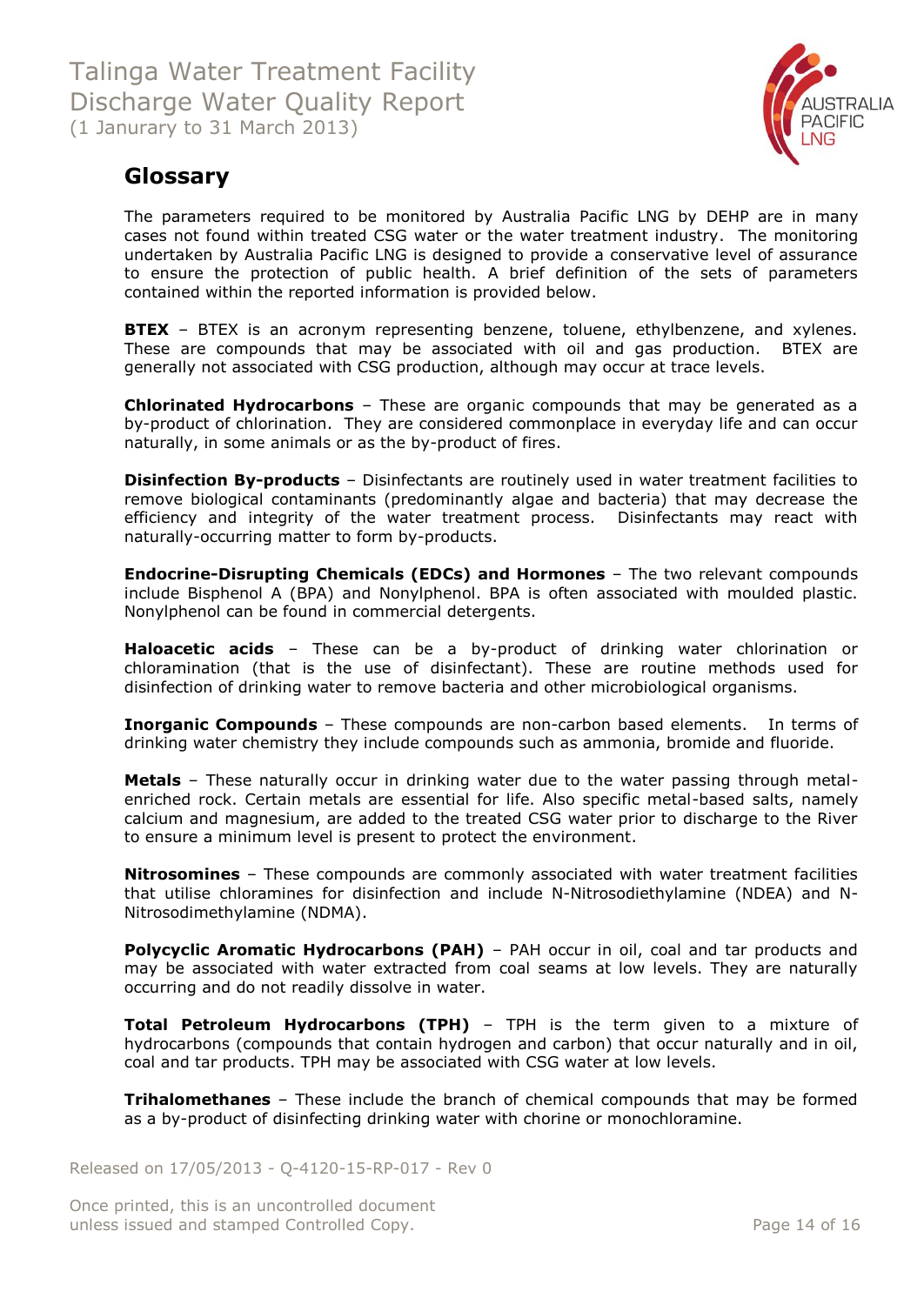## Glossary

The parameters required to be monitored by Australia Pacific LNG by DEHP are in many cases not found within treated CSG water or the water treatment industry. The monitoring undertaken by Australia Pacific LNG is designed to provide a conservative level of assurance to ensure the protection of public health. A brief definition of the sets of parameters contained within the reported information is provided below.

**BTEX** – BTEX is an acronym representing benzene, toluene, ethylbenzene, and xylenes. These are compounds that may be associated with oil and gas production. BTEX are generally not associated with CSG production, although may occur at trace levels.

**Chlorinated Hydrocarbons** – These are organic compounds that may be generated as a by-product of chlorination. They are considered commonplace in everyday life and can occur naturally, in some animals or as the by-product of fires.

**Disinfection By-products** – Disinfectants are routinely used in water treatment facilities to remove biological contaminants (predominantly algae and bacteria) that may decrease the efficiency and integrity of the water treatment process. Disinfectants may react with naturally-occurring matter to form by-products.

**Endocrine-Disrupting Chemicals (EDCs) and Hormones** – The two relevant compounds include Bisphenol A (BPA) and Nonylphenol. BPA is often associated with moulded plastic. Nonylphenol can be found in commercial detergents.

**Haloacetic acids** – These can be a by-product of drinking water chlorination or chloramination (that is the use of disinfectant). These are routine methods used for disinfection of drinking water to remove bacteria and other microbiological organisms.

**Inorganic Compounds** – These compounds are non-carbon based elements. In terms of drinking water chemistry they include compounds such as ammonia, bromide and fluoride.

**Metals** – These naturally occur in drinking water due to the water passing through metal-enriched rock. Certain metals are essential for life. Also specific metal-based salts, namely calcium and magnesium, are added to the treated CSG water prior to discharge to the River to ensure a minimum level is present to protect the environment.

**Nitrosomines** – These compounds are commonly associated with water treatment facilities that utilise chloramines for disinfection and include N-Nitrosodiethylamine (NDEA) and N-Nitrosodimethylamine (NDMA).

**Polycyclic Aromatic Hydrocarbons (PAH)** – PAH occur in oil, coal and tar products and may be associated with water extracted from coal seams at low levels. They are naturally occurring and do not readily dissolve in water.

**Total Petroleum Hydrocarbons (TPH)** – TPH is the term given to a mixture of hydrocarbons (compounds that contain hydrogen and carbon) that occur naturally and in oil, coal and tar products. TPH may be associated with CSG water at low levels.

**Trihalomethanes** – These include the branch of chemical compounds that may be formed as a by-product of disinfecting drinking water with chorine or monochloramine.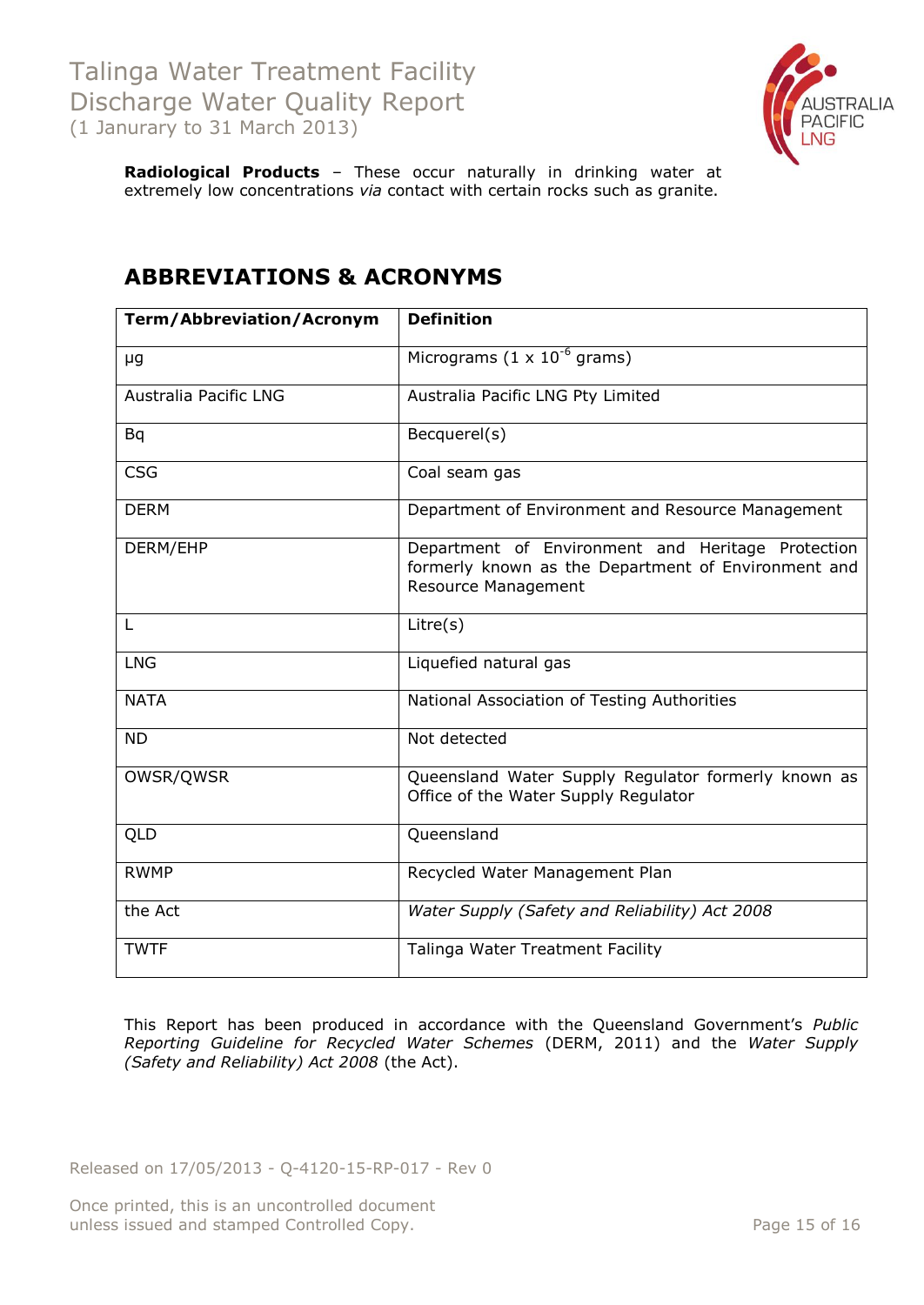**Radiological Products** – These occur naturally in drinking water at extremely low concentrations *via* contact with certain rocks such as granite.

## ABBREVIATIONS & ACRONYMS

| Term/Abbreviation/Acronym | Definition |
|---|---|
| µg | Micrograms (1 x $10^{-6}$ grams) |
| Australia Pacific LNG | Australia Pacific LNG Pty Limited |
| Bq | Becquerel(s) |
| CSG | Coal seam gas |
| DERM | Department of Environment and Resource Management |
| DERM/EHP | Department of Environment and Heritage Protection formerly known as the Department of Environment and Resource Management |
| L | Litre(s) |
| LNG | Liquefied natural gas |
| NATA | National Association of Testing Authorities |
| ND | Not detected |
| OWSR/QWSR | Queensland Water Supply Regulator formerly known as Office of the Water Supply Regulator |
| QLD | Queensland |
| RWMP | Recycled Water Management Plan |
| the Act | *Water Supply (Safety and Reliability) Act 2008* |
| TWTF | Talinga Water Treatment Facility |

This Report has been produced in accordance with the Queensland Government's *Public Reporting Guideline for Recycled Water Schemes* (DERM, 2011) and the *Water Supply (Safety and Reliability) Act 2008* (the Act).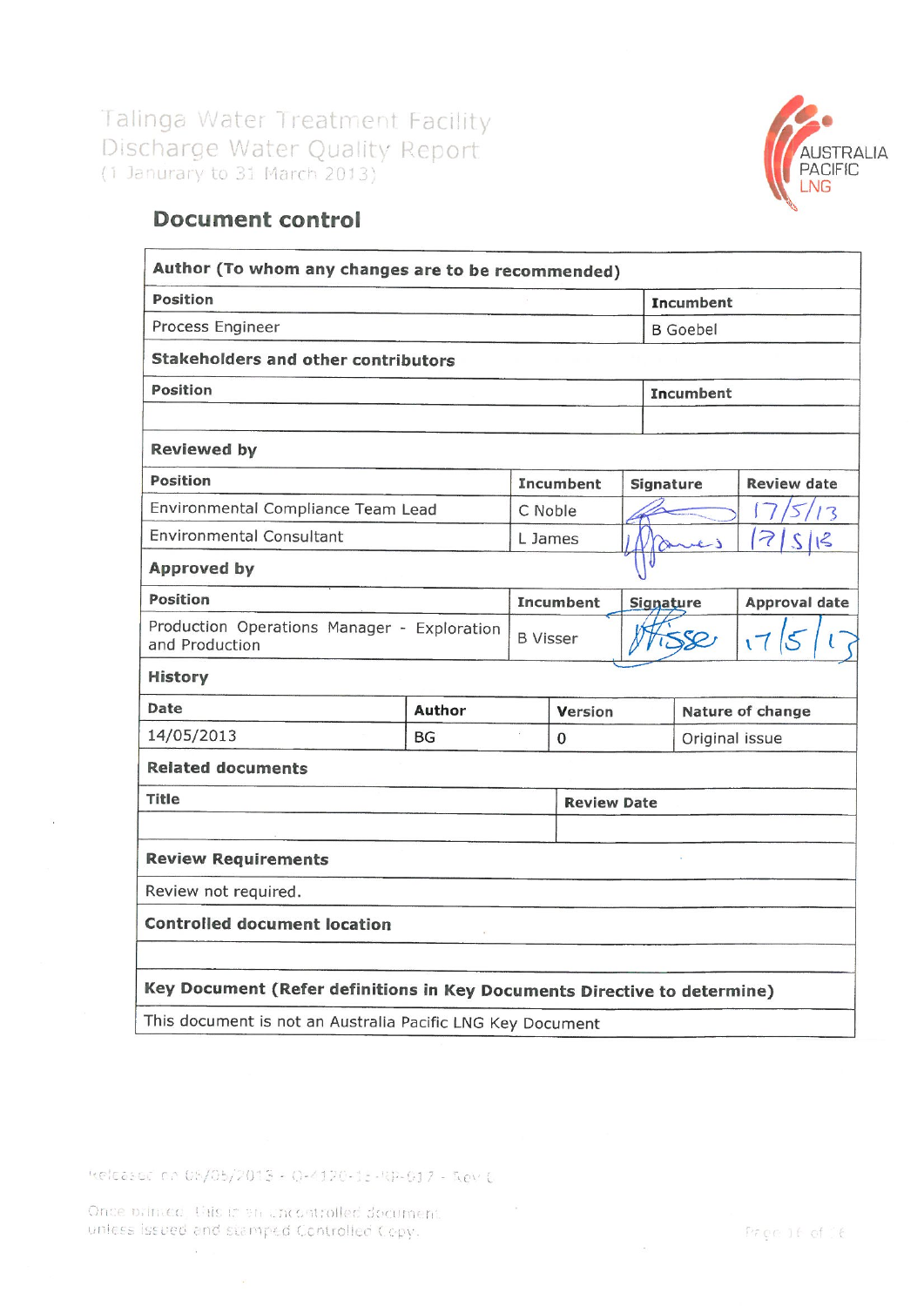## Document control

| Author (To whom any changes are to be recommended) | |
|---|---|
| **Position** | **Incumbent** |
| Process Engineer | B Goebel |

| Stakeholders and other contributors | |
|---|---|
| **Position** | **Incumbent** |
| | |

| Reviewed by | | | |
|---|---|---|---|
| **Position** | **Incumbent** | **Signature** | **Review date** |
| Environmental Compliance Team Lead | C Noble | | 17/5/13 |
| Environmental Consultant | L James | L James | 17/5/13 |

| Approved by | | | |
|---|---|---|---|
| **Position** | **Incumbent** | **Signature** | **Approval date** |
| Production Operations Manager - Exploration and Production | B Visser | Visser | 17/5/13 |

| History | | | |
|---|---|---|---|
| **Date** | **Author** | **Version** | **Nature of change** |
| 14/05/2013 | BG | 0 | Original issue |

| Related documents | |
|---|---|
| **Title** | **Review Date** |
| | |

**Review Requirements**

Review not required.

**Controlled document location**

**Key Document (Refer definitions in Key Documents Directive to determine)**

This document is not an Australia Pacific LNG Key Document